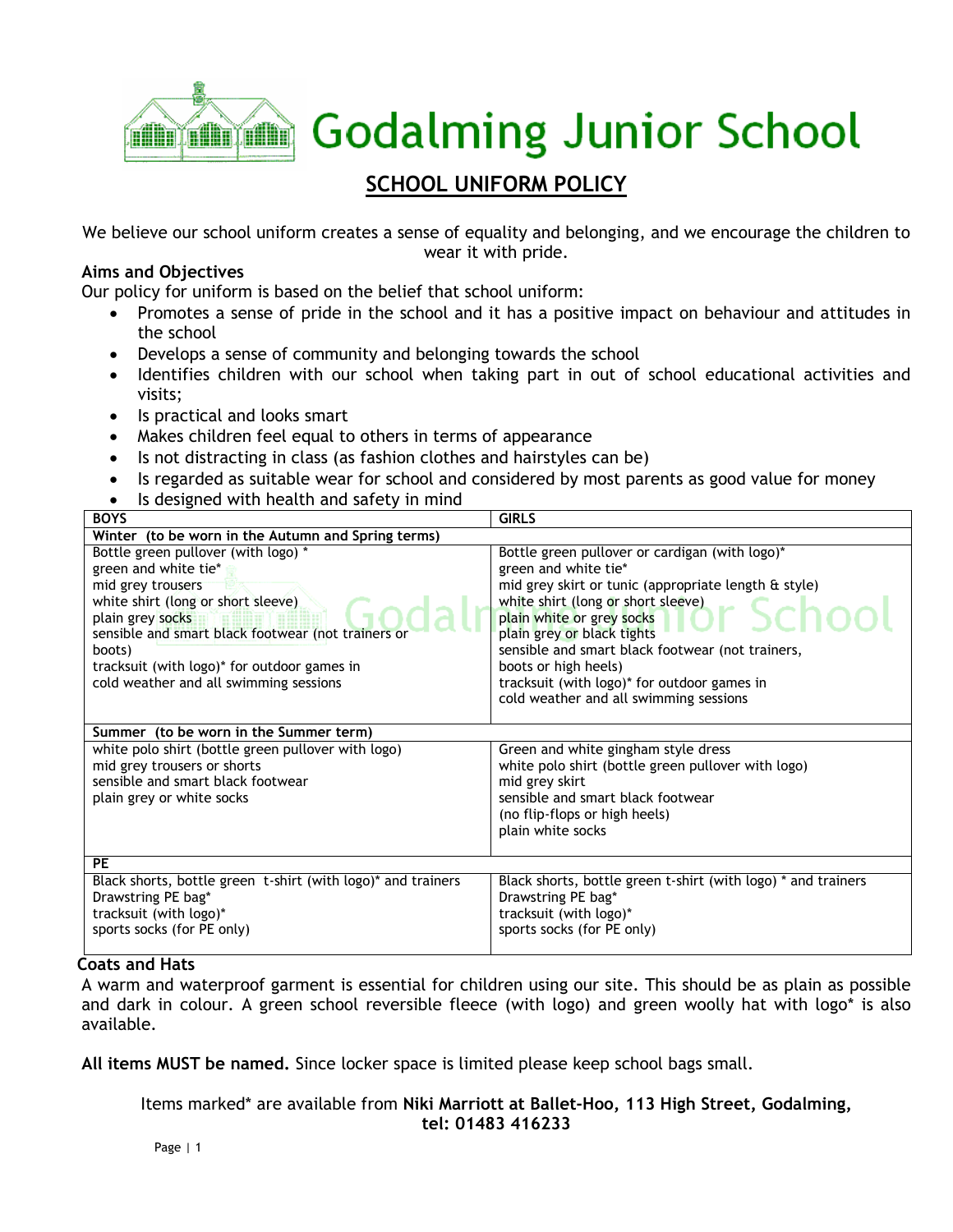# Godalming Junior School

## SCHOOL UNIFORM POLICY

We believe our school uniform creates a sense of equality and belonging, and we encourage the children to wear it with pride.

**Aims and Objectives**

Our policy for uniform is based on the belief that school uniform:

- Promotes a sense of pride in the school and it has a positive impact on behaviour and attitudes in the school
- Develops a sense of community and belonging towards the school
- Identifies children with our school when taking part in out of school educational activities and visits;
- Is practical and looks smart
- Makes children feel equal to others in terms of appearance
- Is not distracting in class (as fashion clothes and hairstyles can be)
- Is regarded as suitable wear for school and considered by most parents as good value for money
- Is designed with health and safety in mind

| BOYS | GIRLS |
|---|---|
| **Winter (to be worn in the Autumn and Spring terms)** | |
| Bottle green pullover (with logo) *<br>green and white tie*<br>mid grey trousers<br>white shirt (long or short sleeve)<br>plain grey socks<br>sensible and smart black footwear (not trainers or boots)<br>tracksuit (with logo)* for outdoor games in cold weather and all swimming sessions | Bottle green pullover or cardigan (with logo)*<br>green and white tie*<br>mid grey skirt or tunic (appropriate length & style)<br>white shirt (long or short sleeve)<br>plain white or grey socks<br>plain grey or black tights<br>sensible and smart black footwear (not trainers, boots or high heels)<br>tracksuit (with logo)* for outdoor games in cold weather and all swimming sessions |
| **Summer (to be worn in the Summer term)** | |
| white polo shirt (bottle green pullover with logo)<br>mid grey trousers or shorts<br>sensible and smart black footwear<br>plain grey or white socks | Green and white gingham style dress<br>white polo shirt (bottle green pullover with logo)<br>mid grey skirt<br>sensible and smart black footwear<br>(no flip-flops or high heels)<br>plain white socks |
| **PE** | |
| Black shorts, bottle green t-shirt (with logo)* and trainers<br>Drawstring PE bag*<br>tracksuit (with logo)*<br>sports socks (for PE only) | Black shorts, bottle green t-shirt (with logo) * and trainers<br>Drawstring PE bag*<br>tracksuit (with logo)*<br>sports socks (for PE only) |

**Coats and Hats**

A warm and waterproof garment is essential for children using our site. This should be as plain as possible and dark in colour. A green school reversible fleece (with logo) and green woolly hat with logo* is also available.

**All items MUST be named.** Since locker space is limited please keep school bags small.

Items marked* are available from **Niki Marriott at Ballet-Hoo, 113 High Street, Godalming, tel: 01483 416233**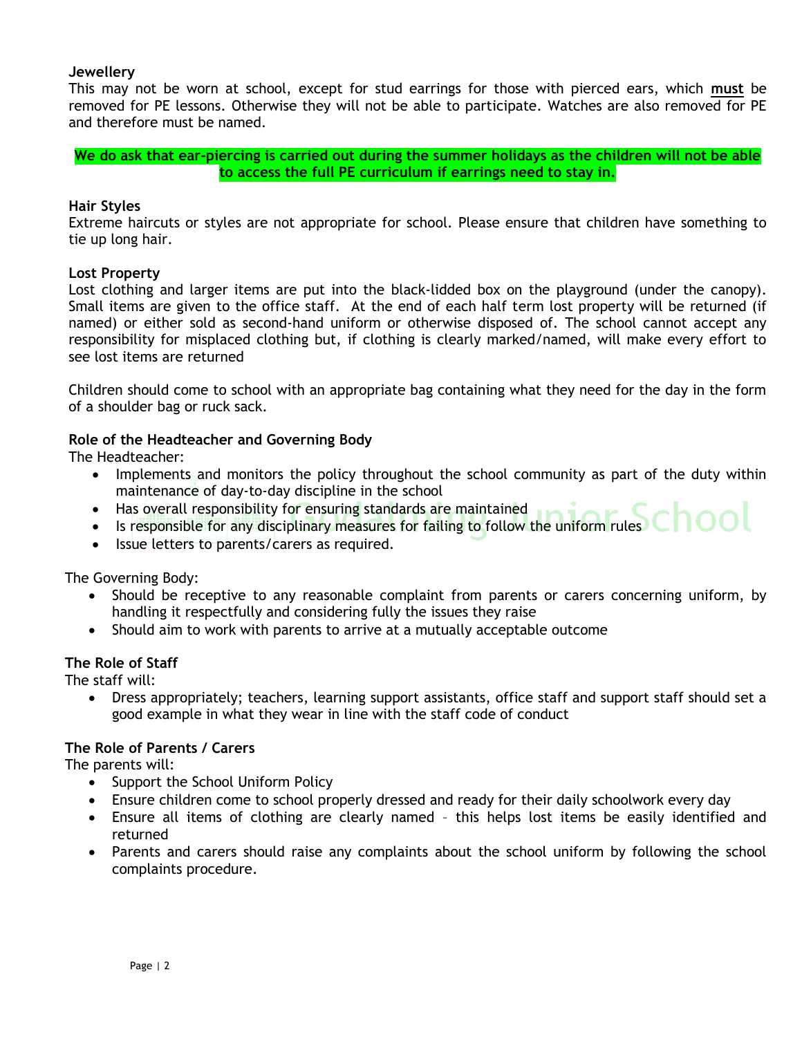**Jewellery**

This may not be worn at school, except for stud earrings for those with pierced ears, which **must** be removed for PE lessons. Otherwise they will not be able to participate. Watches are also removed for PE and therefore must be named.

**We do ask that ear-piercing is carried out during the summer holidays as the children will not be able to access the full PE curriculum if earrings need to stay in.**

**Hair Styles**

Extreme haircuts or styles are not appropriate for school. Please ensure that children have something to tie up long hair.

**Lost Property**

Lost clothing and larger items are put into the black-lidded box on the playground (under the canopy). Small items are given to the office staff. At the end of each half term lost property will be returned (if named) or either sold as second-hand uniform or otherwise disposed of. The school cannot accept any responsibility for misplaced clothing but, if clothing is clearly marked/named, will make every effort to see lost items are returned

Children should come to school with an appropriate bag containing what they need for the day in the form of a shoulder bag or ruck sack.

**Role of the Headteacher and Governing Body**

The Headteacher:

- Implements and monitors the policy throughout the school community as part of the duty within maintenance of day-to-day discipline in the school
- Has overall responsibility for ensuring standards are maintained
- Is responsible for any disciplinary measures for failing to follow the uniform rules
- Issue letters to parents/carers as required.

The Governing Body:

- Should be receptive to any reasonable complaint from parents or carers concerning uniform, by handling it respectfully and considering fully the issues they raise
- Should aim to work with parents to arrive at a mutually acceptable outcome

**The Role of Staff**

The staff will:

- Dress appropriately; teachers, learning support assistants, office staff and support staff should set a good example in what they wear in line with the staff code of conduct

**The Role of Parents / Carers**

The parents will:

- Support the School Uniform Policy
- Ensure children come to school properly dressed and ready for their daily schoolwork every day
- Ensure all items of clothing are clearly named – this helps lost items be easily identified and returned
- Parents and carers should raise any complaints about the school uniform by following the school complaints procedure.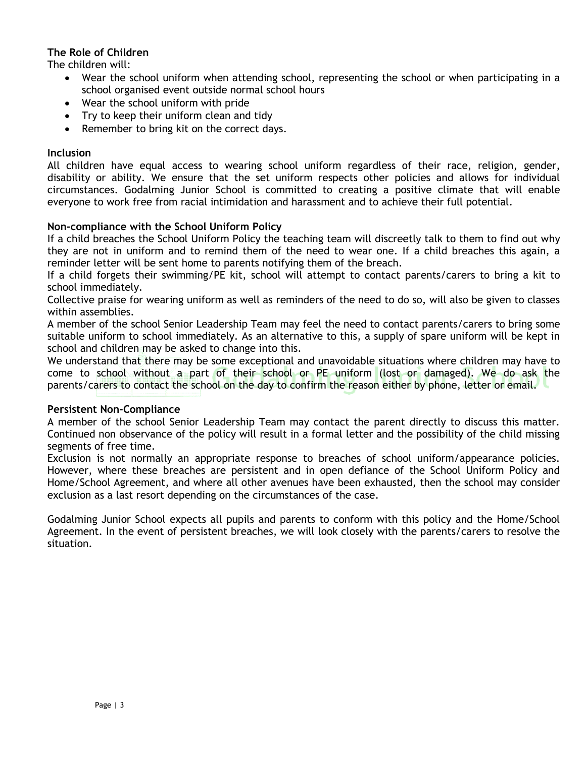**The Role of Children**

The children will:

- Wear the school uniform when attending school, representing the school or when participating in a school organised event outside normal school hours
- Wear the school uniform with pride
- Try to keep their uniform clean and tidy
- Remember to bring kit on the correct days.

**Inclusion**

All children have equal access to wearing school uniform regardless of their race, religion, gender, disability or ability. We ensure that the set uniform respects other policies and allows for individual circumstances. Godalming Junior School is committed to creating a positive climate that will enable everyone to work free from racial intimidation and harassment and to achieve their full potential.

**Non-compliance with the School Uniform Policy**

If a child breaches the School Uniform Policy the teaching team will discreetly talk to them to find out why they are not in uniform and to remind them of the need to wear one. If a child breaches this again, a reminder letter will be sent home to parents notifying them of the breach.

If a child forgets their swimming/PE kit, school will attempt to contact parents/carers to bring a kit to school immediately.

Collective praise for wearing uniform as well as reminders of the need to do so, will also be given to classes within assemblies.

A member of the school Senior Leadership Team may feel the need to contact parents/carers to bring some suitable uniform to school immediately. As an alternative to this, a supply of spare uniform will be kept in school and children may be asked to change into this.

We understand that there may be some exceptional and unavoidable situations where children may have to come to school without a part of their school or PE uniform (lost or damaged). We do ask the parents/carers to contact the school on the day to confirm the reason either by phone, letter or email.

**Persistent Non-Compliance**

A member of the school Senior Leadership Team may contact the parent directly to discuss this matter. Continued non observance of the policy will result in a formal letter and the possibility of the child missing segments of free time.

Exclusion is not normally an appropriate response to breaches of school uniform/appearance policies. However, where these breaches are persistent and in open defiance of the School Uniform Policy and Home/School Agreement, and where all other avenues have been exhausted, then the school may consider exclusion as a last resort depending on the circumstances of the case.

Godalming Junior School expects all pupils and parents to conform with this policy and the Home/School Agreement. In the event of persistent breaches, we will look closely with the parents/carers to resolve the situation.